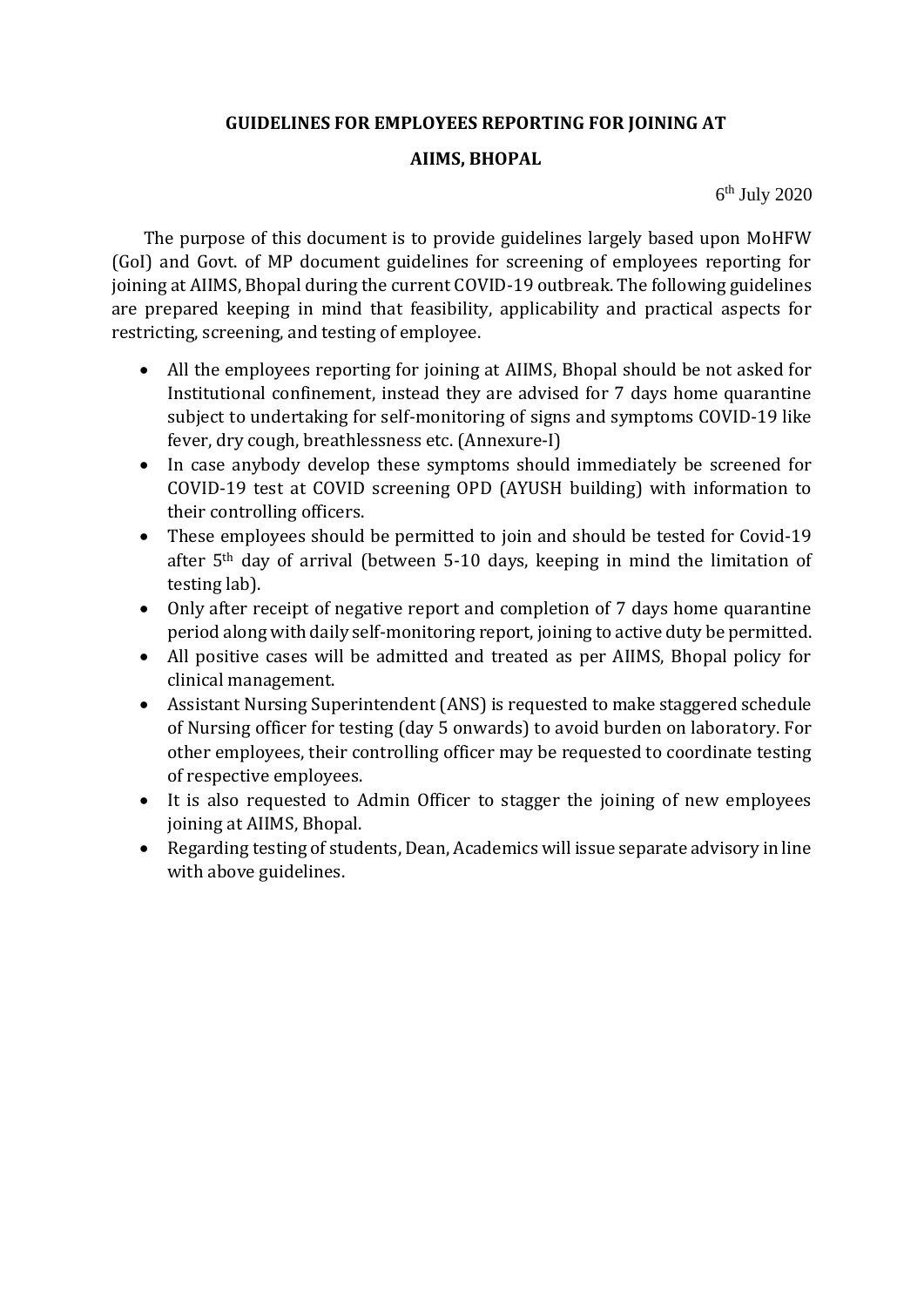## GUIDELINES FOR EMPLOYEES REPORTING FOR JOINING AT

## AIIMS, BHOPAL

6th July 2020

The purpose of this document is to provide guidelines largely based upon MoHFW (GoI) and Govt. of MP document guidelines for screening of employees reporting for joining at AIIMS, Bhopal during the current COVID-19 outbreak. The following guidelines are prepared keeping in mind that feasibility, applicability and practical aspects for restricting, screening, and testing of employee.

- All the employees reporting for joining at AIIMS, Bhopal should be not asked for Institutional confinement, instead they are advised for 7 days home quarantine subject to undertaking for self-monitoring of signs and symptoms COVID-19 like fever, dry cough, breathlessness etc. (Annexure-I)
- In case anybody develop these symptoms should immediately be screened for COVID-19 test at COVID screening OPD (AYUSH building) with information to their controlling officers.
- These employees should be permitted to join and should be tested for Covid-19 after 5th day of arrival (between 5-10 days, keeping in mind the limitation of testing lab).
- Only after receipt of negative report and completion of 7 days home quarantine period along with daily self-monitoring report, joining to active duty be permitted.
- All positive cases will be admitted and treated as per AIIMS, Bhopal policy for clinical management.
- Assistant Nursing Superintendent (ANS) is requested to make staggered schedule of Nursing officer for testing (day 5 onwards) to avoid burden on laboratory. For other employees, their controlling officer may be requested to coordinate testing of respective employees.
- It is also requested to Admin Officer to stagger the joining of new employees joining at AIIMS, Bhopal.
- Regarding testing of students, Dean, Academics will issue separate advisory in line with above guidelines.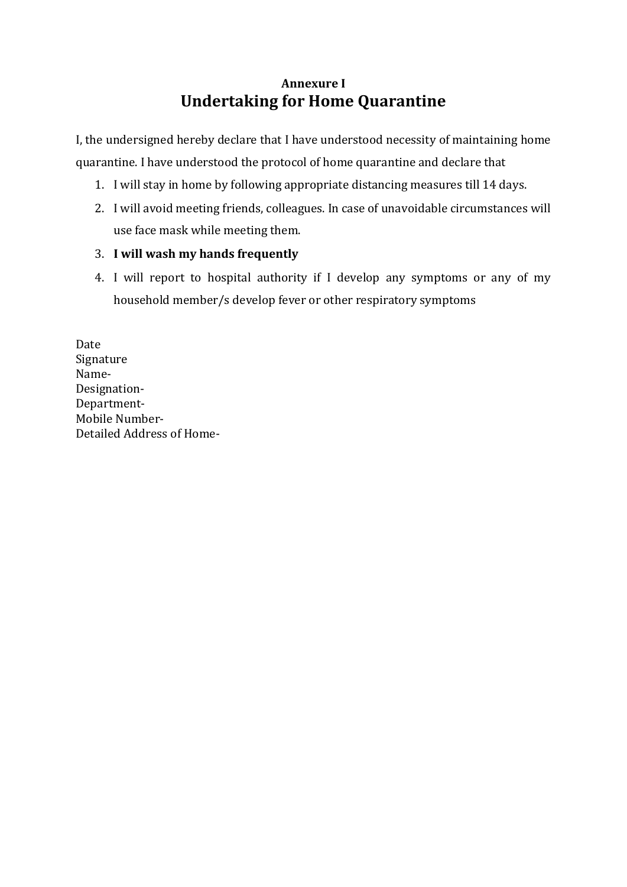**Annexure I**

# Undertaking for Home Quarantine

I, the undersigned hereby declare that I have understood necessity of maintaining home quarantine. I have understood the protocol of home quarantine and declare that

1. I will stay in home by following appropriate distancing measures till 14 days.
2. I will avoid meeting friends, colleagues. In case of unavoidable circumstances will use face mask while meeting them.
3. **I will wash my hands frequently**
4. I will report to hospital authority if I develop any symptoms or any of my household member/s develop fever or other respiratory symptoms

Date
Signature
Name-
Designation-
Department-
Mobile Number-
Detailed Address of Home-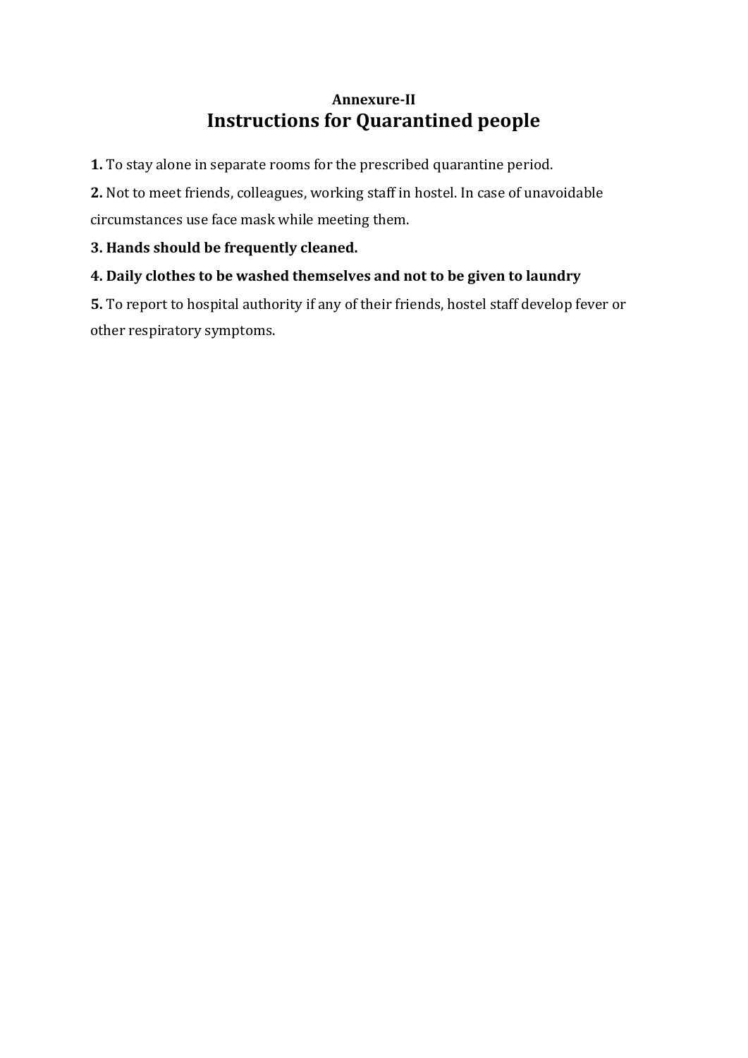**Annexure-II**

# Instructions for Quarantined people

**1.** To stay alone in separate rooms for the prescribed quarantine period.

**2.** Not to meet friends, colleagues, working staff in hostel. In case of unavoidable circumstances use face mask while meeting them.

**3. Hands should be frequently cleaned.**

**4. Daily clothes to be washed themselves and not to be given to laundry**

**5.** To report to hospital authority if any of their friends, hostel staff develop fever or other respiratory symptoms.